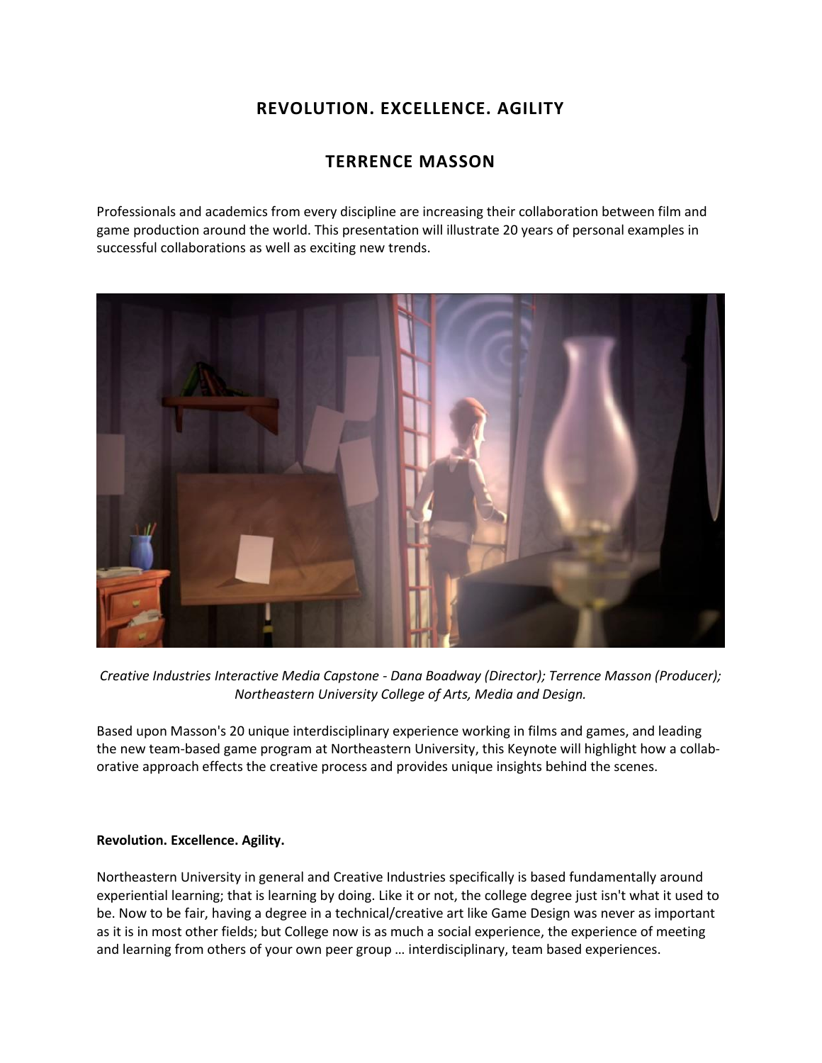# REVOLUTION. EXCELLENCE. AGILITY

## TERRENCE MASSON

Professionals and academics from every discipline are increasing their collaboration between film and game production around the world. This presentation will illustrate 20 years of personal examples in successful collaborations as well as exciting new trends.

*Creative Industries Interactive Media Capstone - Dana Boadway (Director); Terrence Masson (Producer); Northeastern University College of Arts, Media and Design.*

Based upon Masson's 20 unique interdisciplinary experience working in films and games, and leading the new team-based game program at Northeastern University, this Keynote will highlight how a collaborative approach effects the creative process and provides unique insights behind the scenes.

**Revolution. Excellence. Agility.**

Northeastern University in general and Creative Industries specifically is based fundamentally around experiential learning; that is learning by doing. Like it or not, the college degree just isn't what it used to be. Now to be fair, having a degree in a technical/creative art like Game Design was never as important as it is in most other fields; but College now is as much a social experience, the experience of meeting and learning from others of your own peer group … interdisciplinary, team based experiences.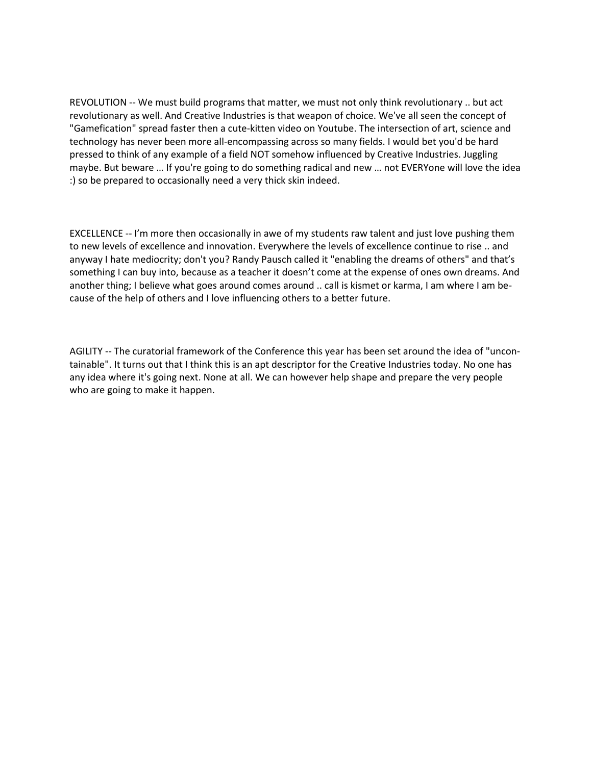REVOLUTION -- We must build programs that matter, we must not only think revolutionary .. but act revolutionary as well. And Creative Industries is that weapon of choice. We've all seen the concept of "Gamefication" spread faster then a cute-kitten video on Youtube. The intersection of art, science and technology has never been more all-encompassing across so many fields. I would bet you'd be hard pressed to think of any example of a field NOT somehow influenced by Creative Industries. Juggling maybe. But beware … If you're going to do something radical and new … not EVERYone will love the idea :) so be prepared to occasionally need a very thick skin indeed.

EXCELLENCE -- I'm more then occasionally in awe of my students raw talent and just love pushing them to new levels of excellence and innovation. Everywhere the levels of excellence continue to rise .. and anyway I hate mediocrity; don't you? Randy Pausch called it "enabling the dreams of others" and that's something I can buy into, because as a teacher it doesn't come at the expense of ones own dreams. And another thing; I believe what goes around comes around .. call is kismet or karma, I am where I am because of the help of others and I love influencing others to a better future.

AGILITY -- The curatorial framework of the Conference this year has been set around the idea of "uncontainable". It turns out that I think this is an apt descriptor for the Creative Industries today. No one has any idea where it's going next. None at all. We can however help shape and prepare the very people who are going to make it happen.